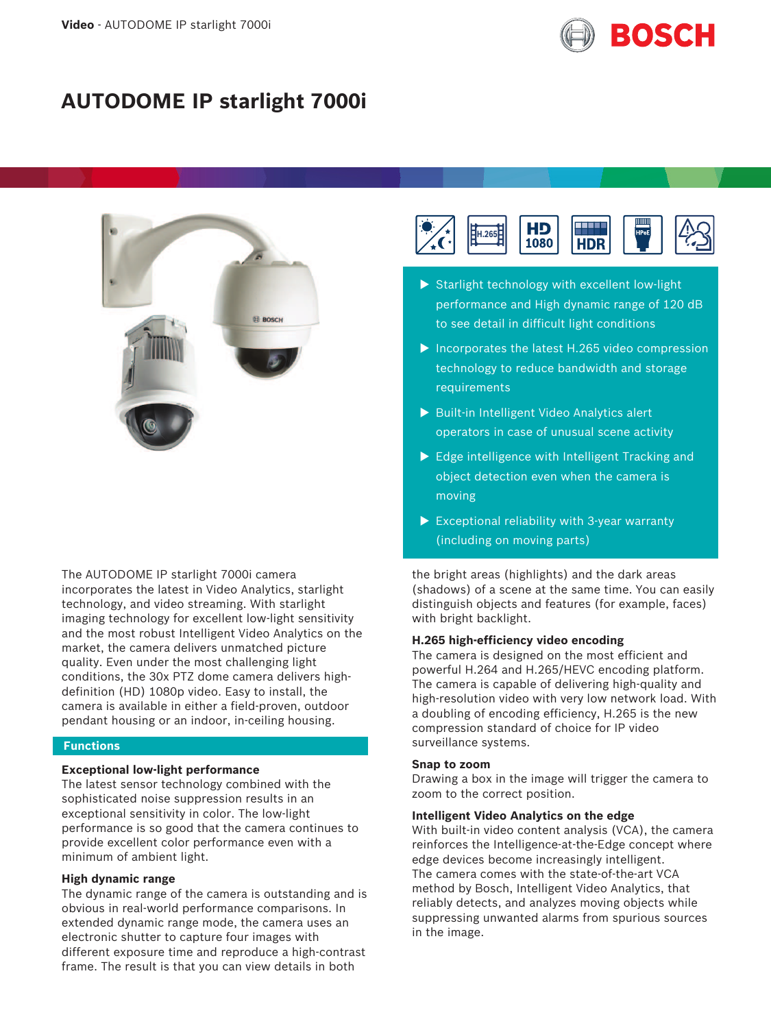# AUTODOME IP starlight 7000i

- Starlight technology with excellent low-light performance and High dynamic range of 120 dB to see detail in difficult light conditions
- Incorporates the latest H.265 video compression technology to reduce bandwidth and storage requirements
- Built-in Intelligent Video Analytics alert operators in case of unusual scene activity
- Edge intelligence with Intelligent Tracking and object detection even when the camera is moving
- Exceptional reliability with 3-year warranty (including on moving parts)

The AUTODOME IP starlight 7000i camera incorporates the latest in Video Analytics, starlight technology, and video streaming. With starlight imaging technology for excellent low-light sensitivity and the most robust Intelligent Video Analytics on the market, the camera delivers unmatched picture quality. Even under the most challenging light conditions, the 30x PTZ dome camera delivers high-definition (HD) 1080p video. Easy to install, the camera is available in either a field-proven, outdoor pendant housing or an indoor, in-ceiling housing.

## Functions

### Exceptional low-light performance

The latest sensor technology combined with the sophisticated noise suppression results in an exceptional sensitivity in color. The low-light performance is so good that the camera continues to provide excellent color performance even with a minimum of ambient light.

### High dynamic range

The dynamic range of the camera is outstanding and is obvious in real-world performance comparisons. In extended dynamic range mode, the camera uses an electronic shutter to capture four images with different exposure time and reproduce a high-contrast frame. The result is that you can view details in both the bright areas (highlights) and the dark areas (shadows) of a scene at the same time. You can easily distinguish objects and features (for example, faces) with bright backlight.

### H.265 high-efficiency video encoding

The camera is designed on the most efficient and powerful H.264 and H.265/HEVC encoding platform. The camera is capable of delivering high-quality and high-resolution video with very low network load. With a doubling of encoding efficiency, H.265 is the new compression standard of choice for IP video surveillance systems.

### Snap to zoom

Drawing a box in the image will trigger the camera to zoom to the correct position.

### Intelligent Video Analytics on the edge

With built-in video content analysis (VCA), the camera reinforces the Intelligence-at-the-Edge concept where edge devices become increasingly intelligent.
The camera comes with the state-of-the-art VCA method by Bosch, Intelligent Video Analytics, that reliably detects, and analyzes moving objects while suppressing unwanted alarms from spurious sources in the image.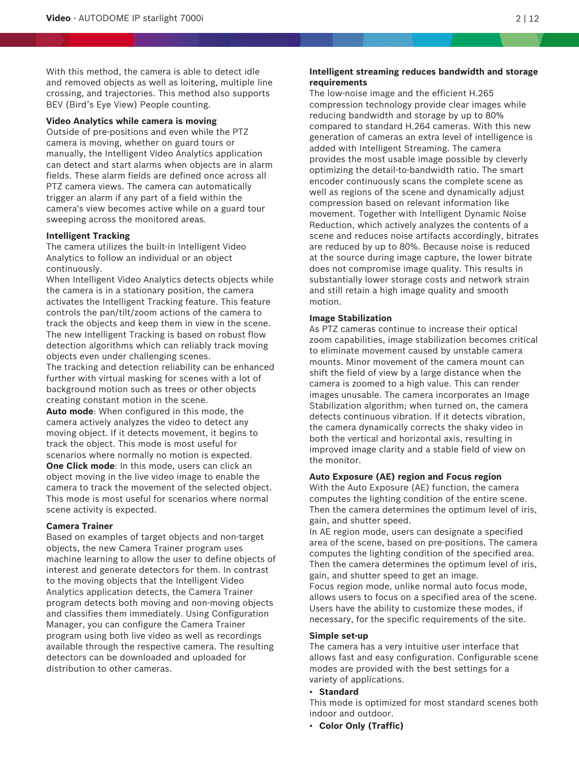With this method, the camera is able to detect idle and removed objects as well as loitering, multiple line crossing, and trajectories. This method also supports BEV (Bird's Eye View) People counting.

**Video Analytics while camera is moving**

Outside of pre-positions and even while the PTZ camera is moving, whether on guard tours or manually, the Intelligent Video Analytics application can detect and start alarms when objects are in alarm fields. These alarm fields are defined once across all PTZ camera views. The camera can automatically trigger an alarm if any part of a field within the camera's view becomes active while on a guard tour sweeping across the monitored areas.

**Intelligent Tracking**

The camera utilizes the built-in Intelligent Video Analytics to follow an individual or an object continuously.

When Intelligent Video Analytics detects objects while the camera is in a stationary position, the camera activates the Intelligent Tracking feature. This feature controls the pan/tilt/zoom actions of the camera to track the objects and keep them in view in the scene.

The new Intelligent Tracking is based on robust flow detection algorithms which can reliably track moving objects even under challenging scenes.

The tracking and detection reliability can be enhanced further with virtual masking for scenes with a lot of background motion such as trees or other objects creating constant motion in the scene.

**Auto mode**: When configured in this mode, the camera actively analyzes the video to detect any moving object. If it detects movement, it begins to track the object. This mode is most useful for scenarios where normally no motion is expected.

**One Click mode**: In this mode, users can click an object moving in the live video image to enable the camera to track the movement of the selected object. This mode is most useful for scenarios where normal scene activity is expected.

**Camera Trainer**

Based on examples of target objects and non-target objects, the new Camera Trainer program uses machine learning to allow the user to define objects of interest and generate detectors for them. In contrast to the moving objects that the Intelligent Video Analytics application detects, the Camera Trainer program detects both moving and non-moving objects and classifies them immediately. Using Configuration Manager, you can configure the Camera Trainer program using both live video as well as recordings available through the respective camera. The resulting detectors can be downloaded and uploaded for distribution to other cameras.

**Intelligent streaming reduces bandwidth and storage requirements**

The low-noise image and the efficient H.265 compression technology provide clear images while reducing bandwidth and storage by up to 80% compared to standard H.264 cameras. With this new generation of cameras an extra level of intelligence is added with Intelligent Streaming. The camera provides the most usable image possible by cleverly optimizing the detail-to-bandwidth ratio. The smart encoder continuously scans the complete scene as well as regions of the scene and dynamically adjust compression based on relevant information like movement. Together with Intelligent Dynamic Noise Reduction, which actively analyzes the contents of a scene and reduces noise artifacts accordingly, bitrates are reduced by up to 80%. Because noise is reduced at the source during image capture, the lower bitrate does not compromise image quality. This results in substantially lower storage costs and network strain and still retain a high image quality and smooth motion.

**Image Stabilization**

As PTZ cameras continue to increase their optical zoom capabilities, image stabilization becomes critical to eliminate movement caused by unstable camera mounts. Minor movement of the camera mount can shift the field of view by a large distance when the camera is zoomed to a high value. This can render images unusable. The camera incorporates an Image Stabilization algorithm; when turned on, the camera detects continuous vibration. If it detects vibration, the camera dynamically corrects the shaky video in both the vertical and horizontal axis, resulting in improved image clarity and a stable field of view on the monitor.

**Auto Exposure (AE) region and Focus region**

With the Auto Exposure (AE) function, the camera computes the lighting condition of the entire scene. Then the camera determines the optimum level of iris, gain, and shutter speed.

In AE region mode, users can designate a specified area of the scene, based on pre-positions. The camera computes the lighting condition of the specified area. Then the camera determines the optimum level of iris, gain, and shutter speed to get an image.

Focus region mode, unlike normal auto focus mode, allows users to focus on a specified area of the scene. Users have the ability to customize these modes, if necessary, for the specific requirements of the site.

**Simple set-up**

The camera has a very intuitive user interface that allows fast and easy configuration. Configurable scene modes are provided with the best settings for a variety of applications.

- **Standard**

This mode is optimized for most standard scenes both indoor and outdoor.

- **Color Only (Traffic)**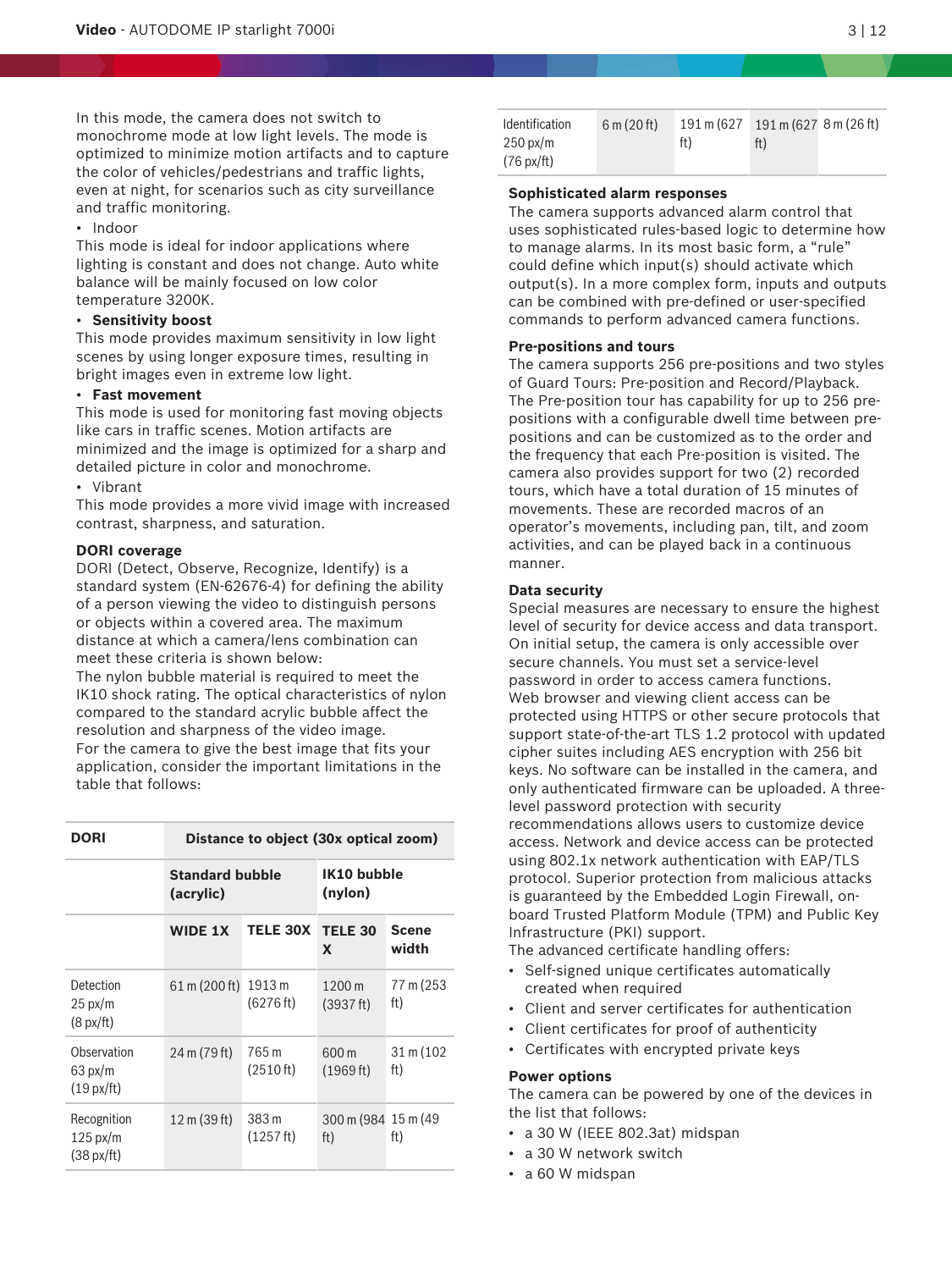In this mode, the camera does not switch to monochrome mode at low light levels. The mode is optimized to minimize motion artifacts and to capture the color of vehicles/pedestrians and traffic lights, even at night, for scenarios such as city surveillance and traffic monitoring.

- Indoor

This mode is ideal for indoor applications where lighting is constant and does not change. Auto white balance will be mainly focused on low color temperature 3200K.

- **Sensitivity boost**

This mode provides maximum sensitivity in low light scenes by using longer exposure times, resulting in bright images even in extreme low light.

- **Fast movement**

This mode is used for monitoring fast moving objects like cars in traffic scenes. Motion artifacts are minimized and the image is optimized for a sharp and detailed picture in color and monochrome.

- Vibrant

This mode provides a more vivid image with increased contrast, sharpness, and saturation.

### DORI coverage

DORI (Detect, Observe, Recognize, Identify) is a standard system (EN-62676-4) for defining the ability of a person viewing the video to distinguish persons or objects within a covered area. The maximum distance at which a camera/lens combination can meet these criteria is shown below:
The nylon bubble material is required to meet the IK10 shock rating. The optical characteristics of nylon compared to the standard acrylic bubble affect the resolution and sharpness of the video image.
For the camera to give the best image that fits your application, consider the important limitations in the table that follows:

| DORI | Distance to object (30x optical zoom) | | | |
|---|---|---|---|---|
| | Standard bubble (acrylic) | | IK10 bubble (nylon) | |
| | WIDE 1X | TELE 30X | TELE 30 X | Scene width |
| Detection 25 px/m (8 px/ft) | 61 m (200 ft) | 1913 m (6276 ft) | 1200 m (3937 ft) | 77 m (253 ft) |
| Observation 63 px/m (19 px/ft) | 24 m (79 ft) | 765 m (2510 ft) | 600 m (1969 ft) | 31 m (102 ft) |
| Recognition 125 px/m (38 px/ft) | 12 m (39 ft) | 383 m (1257 ft) | 300 m (984 ft) | 15 m (49 ft) |
| Identification 250 px/m (76 px/ft) | 6 m (20 ft) | 191 m (627 ft) | 191 m (627 ft) | 8 m (26 ft) |

### Sophisticated alarm responses

The camera supports advanced alarm control that uses sophisticated rules-based logic to determine how to manage alarms. In its most basic form, a "rule" could define which input(s) should activate which output(s). In a more complex form, inputs and outputs can be combined with pre-defined or user-specified commands to perform advanced camera functions.

### Pre-positions and tours

The camera supports 256 pre-positions and two styles of Guard Tours: Pre-position and Record/Playback. The Pre-position tour has capability for up to 256 pre-positions with a configurable dwell time between pre-positions and can be customized as to the order and the frequency that each Pre-position is visited. The camera also provides support for two (2) recorded tours, which have a total duration of 15 minutes of movements. These are recorded macros of an operator's movements, including pan, tilt, and zoom activities, and can be played back in a continuous manner.

### Data security

Special measures are necessary to ensure the highest level of security for device access and data transport. On initial setup, the camera is only accessible over secure channels. You must set a service-level password in order to access camera functions.
Web browser and viewing client access can be protected using HTTPS or other secure protocols that support state-of-the-art TLS 1.2 protocol with updated cipher suites including AES encryption with 256 bit keys. No software can be installed in the camera, and only authenticated firmware can be uploaded. A three-level password protection with security recommendations allows users to customize device access. Network and device access can be protected using 802.1x network authentication with EAP/TLS protocol. Superior protection from malicious attacks is guaranteed by the Embedded Login Firewall, on-board Trusted Platform Module (TPM) and Public Key Infrastructure (PKI) support.
The advanced certificate handling offers:

- Self-signed unique certificates automatically created when required
- Client and server certificates for authentication
- Client certificates for proof of authenticity
- Certificates with encrypted private keys

### Power options

The camera can be powered by one of the devices in the list that follows:

- a 30 W (IEEE 802.3at) midspan
- a 30 W network switch
- a 60 W midspan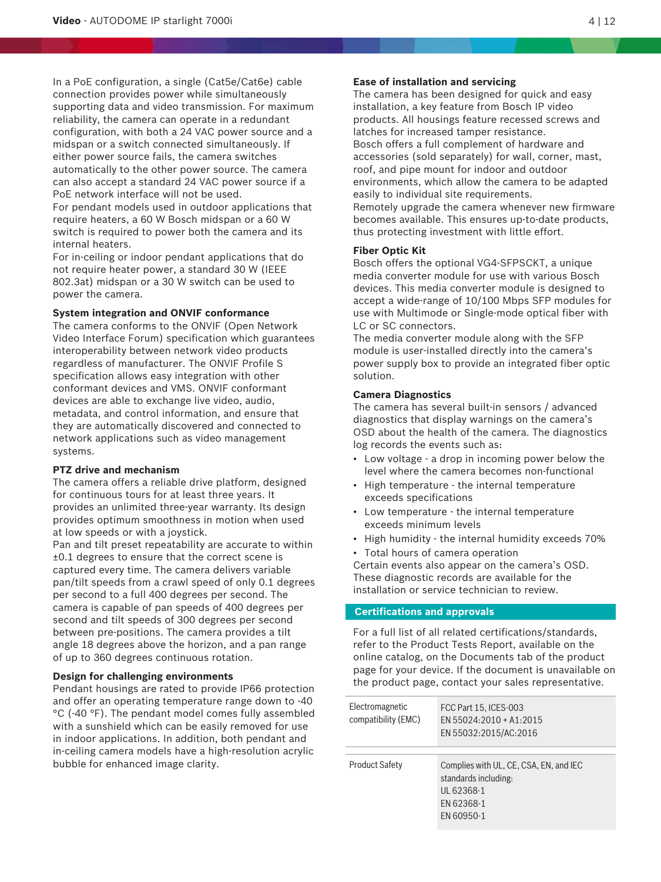In a PoE configuration, a single (Cat5e/Cat6e) cable connection provides power while simultaneously supporting data and video transmission. For maximum reliability, the camera can operate in a redundant configuration, with both a 24 VAC power source and a midspan or a switch connected simultaneously. If either power source fails, the camera switches automatically to the other power source. The camera can also accept a standard 24 VAC power source if a PoE network interface will not be used.
For pendant models used in outdoor applications that require heaters, a 60 W Bosch midspan or a 60 W switch is required to power both the camera and its internal heaters.
For in-ceiling or indoor pendant applications that do not require heater power, a standard 30 W (IEEE 802.3at) midspan or a 30 W switch can be used to power the camera.

### System integration and ONVIF conformance

The camera conforms to the ONVIF (Open Network Video Interface Forum) specification which guarantees interoperability between network video products regardless of manufacturer. The ONVIF Profile S specification allows easy integration with other conformant devices and VMS. ONVIF conformant devices are able to exchange live video, audio, metadata, and control information, and ensure that they are automatically discovered and connected to network applications such as video management systems.

### PTZ drive and mechanism

The camera offers a reliable drive platform, designed for continuous tours for at least three years. It provides an unlimited three-year warranty. Its design provides optimum smoothness in motion when used at low speeds or with a joystick.
Pan and tilt preset repeatability are accurate to within ±0.1 degrees to ensure that the correct scene is captured every time. The camera delivers variable pan/tilt speeds from a crawl speed of only 0.1 degrees per second to a full 400 degrees per second. The camera is capable of pan speeds of 400 degrees per second and tilt speeds of 300 degrees per second between pre-positions. The camera provides a tilt angle 18 degrees above the horizon, and a pan range of up to 360 degrees continuous rotation.

### Design for challenging environments

Pendant housings are rated to provide IP66 protection and offer an operating temperature range down to -40 °C (-40 °F). The pendant model comes fully assembled with a sunshield which can be easily removed for use in indoor applications. In addition, both pendant and in-ceiling camera models have a high-resolution acrylic bubble for enhanced image clarity.

### Ease of installation and servicing

The camera has been designed for quick and easy installation, a key feature from Bosch IP video products. All housings feature recessed screws and latches for increased tamper resistance.
Bosch offers a full complement of hardware and accessories (sold separately) for wall, corner, mast, roof, and pipe mount for indoor and outdoor environments, which allow the camera to be adapted easily to individual site requirements.
Remotely upgrade the camera whenever new firmware becomes available. This ensures up-to-date products, thus protecting investment with little effort.

### Fiber Optic Kit

Bosch offers the optional VG4-SFPSCKT, a unique media converter module for use with various Bosch devices. This media converter module is designed to accept a wide-range of 10/100 Mbps SFP modules for use with Multimode or Single-mode optical fiber with LC or SC connectors.
The media converter module along with the SFP module is user-installed directly into the camera's power supply box to provide an integrated fiber optic solution.

### Camera Diagnostics

The camera has several built-in sensors / advanced diagnostics that display warnings on the camera's OSD about the health of the camera. The diagnostics log records the events such as:

- Low voltage - a drop in incoming power below the level where the camera becomes non-functional
- High temperature - the internal temperature exceeds specifications
- Low temperature - the internal temperature exceeds minimum levels
- High humidity - the internal humidity exceeds 70%
- Total hours of camera operation

Certain events also appear on the camera's OSD. These diagnostic records are available for the installation or service technician to review.

## Certifications and approvals

For a full list of all related certifications/standards, refer to the Product Tests Report, available on the online catalog, on the Documents tab of the product page for your device. If the document is unavailable on the product page, contact your sales representative.

| | |
|---|---|
| Electromagnetic compatibility (EMC) | FCC Part 15, ICES-003<br>EN 55024:2010 + A1:2015<br>EN 55032:2015/AC:2016 |
| Product Safety | Complies with UL, CE, CSA, EN, and IEC standards including:<br>UL 62368-1<br>EN 62368-1<br>EN 60950-1 |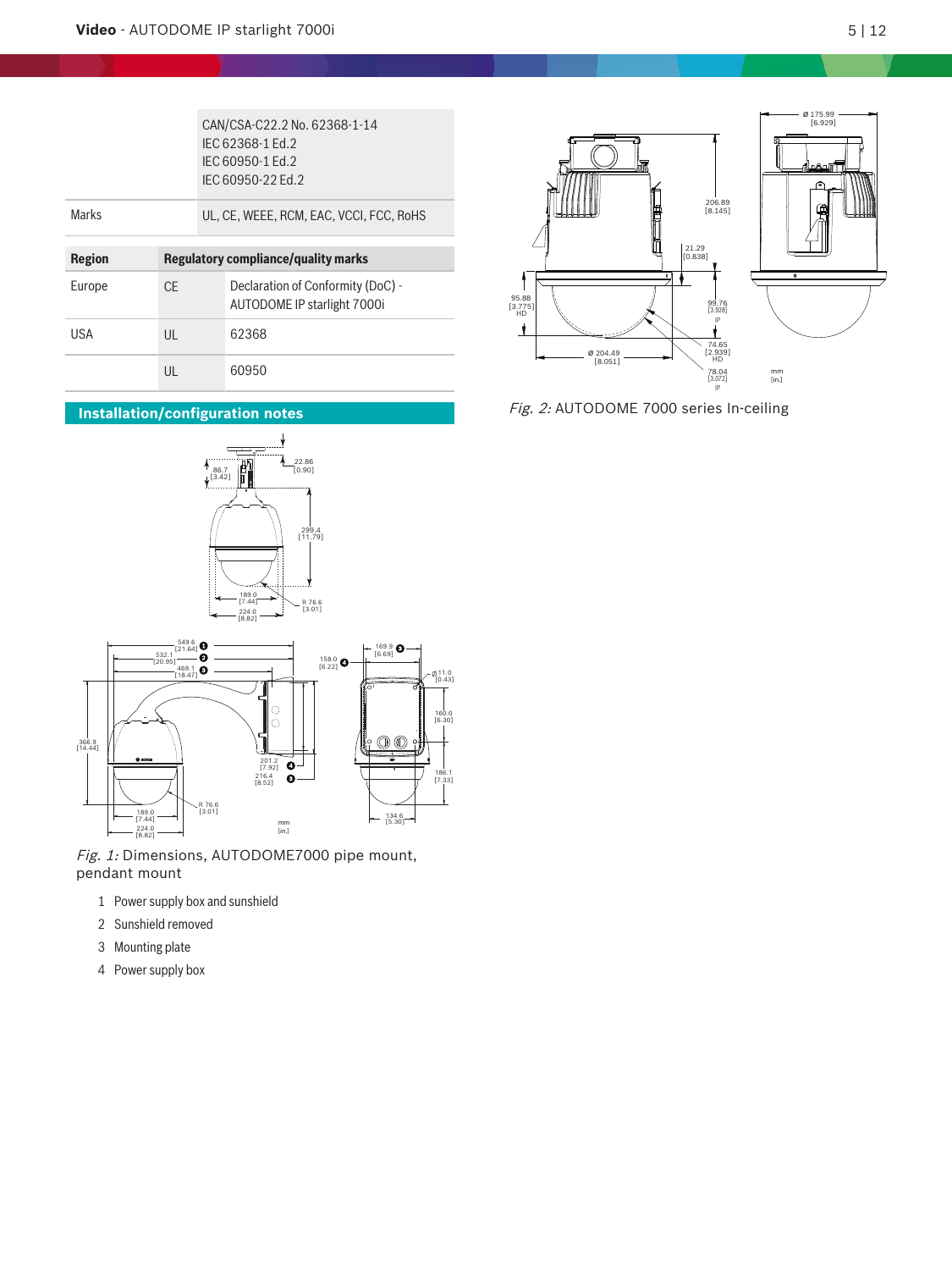| | CAN/CSA-C22.2 No. 62368-1-14<br>IEC 62368-1 Ed.2<br>IEC 60950-1 Ed.2<br>IEC 60950-22 Ed.2 |
|---|---|
| Marks | UL, CE, WEEE, RCM, EAC, VCCI, FCC, RoHS |

| Region | Regulatory compliance/quality marks | |
|---|---|---|
| Europe | CE | Declaration of Conformity (DoC) - AUTODOME IP starlight 7000i |
| USA | UL | 62368 |
| | UL | 60950 |

## Installation/configuration notes

*Fig. 1:* Dimensions, AUTODOME7000 pipe mount, pendant mount

1 Power supply box and sunshield
2 Sunshield removed
3 Mounting plate
4 Power supply box

*Fig. 2:* AUTODOME 7000 series In-ceiling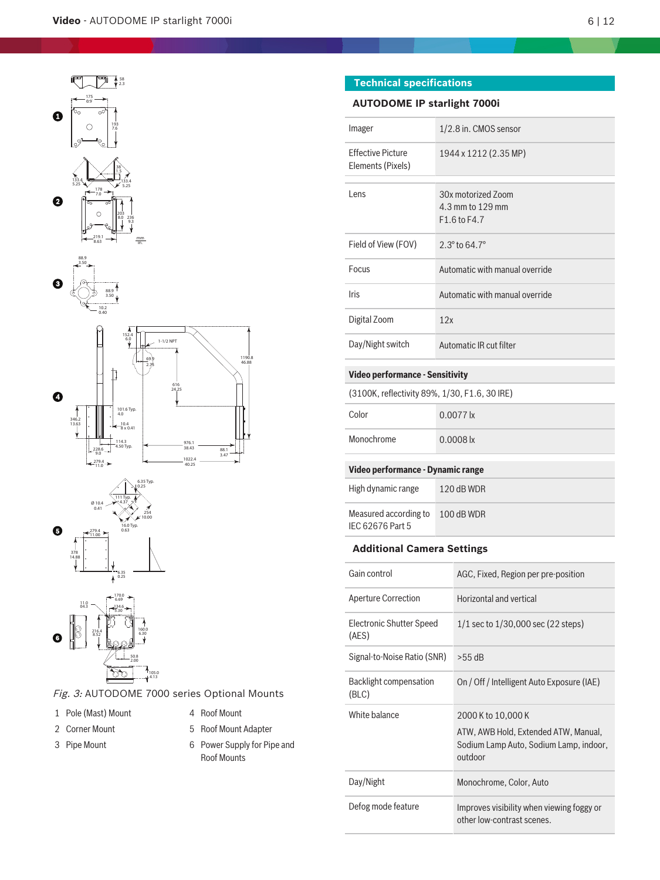*Fig. 3:* AUTODOME 7000 series Optional Mounts

1 Pole (Mast) Mount
2 Corner Mount
3 Pipe Mount
4 Roof Mount
5 Roof Mount Adapter
6 Power Supply for Pipe and Roof Mounts

## Technical specifications

### AUTODOME IP starlight 7000i

| | |
|---|---|
| Imager | 1/2.8 in. CMOS sensor |
| Effective Picture Elements (Pixels) | 1944 x 1212 (2.35 MP) |
| Lens | 30x motorized Zoom<br>4.3 mm to 129 mm<br>F1.6 to F4.7 |
| Field of View (FOV) | 2.3° to 64.7° |
| Focus | Automatic with manual override |
| Iris | Automatic with manual override |
| Digital Zoom | 12x |
| Day/Night switch | Automatic IR cut filter |

**Video performance - Sensitivity**

(3100K, reflectivity 89%, 1/30, F1.6, 30 IRE)

| | |
|---|---|
| Color | 0.0077 lx |
| Monochrome | 0.0008 lx |

**Video performance - Dynamic range**

| | |
|---|---|
| High dynamic range | 120 dB WDR |
| Measured according to IEC 62676 Part 5 | 100 dB WDR |

### Additional Camera Settings

| | |
|---|---|
| Gain control | AGC, Fixed, Region per pre-position |
| Aperture Correction | Horizontal and vertical |
| Electronic Shutter Speed (AES) | 1/1 sec to 1/30,000 sec (22 steps) |
| Signal-to-Noise Ratio (SNR) | >55 dB |
| Backlight compensation (BLC) | On / Off / Intelligent Auto Exposure (IAE) |
| White balance | 2000 K to 10,000 K<br>ATW, AWB Hold, Extended ATW, Manual, Sodium Lamp Auto, Sodium Lamp, indoor, outdoor |
| Day/Night | Monochrome, Color, Auto |
| Defog mode feature | Improves visibility when viewing foggy or other low-contrast scenes. |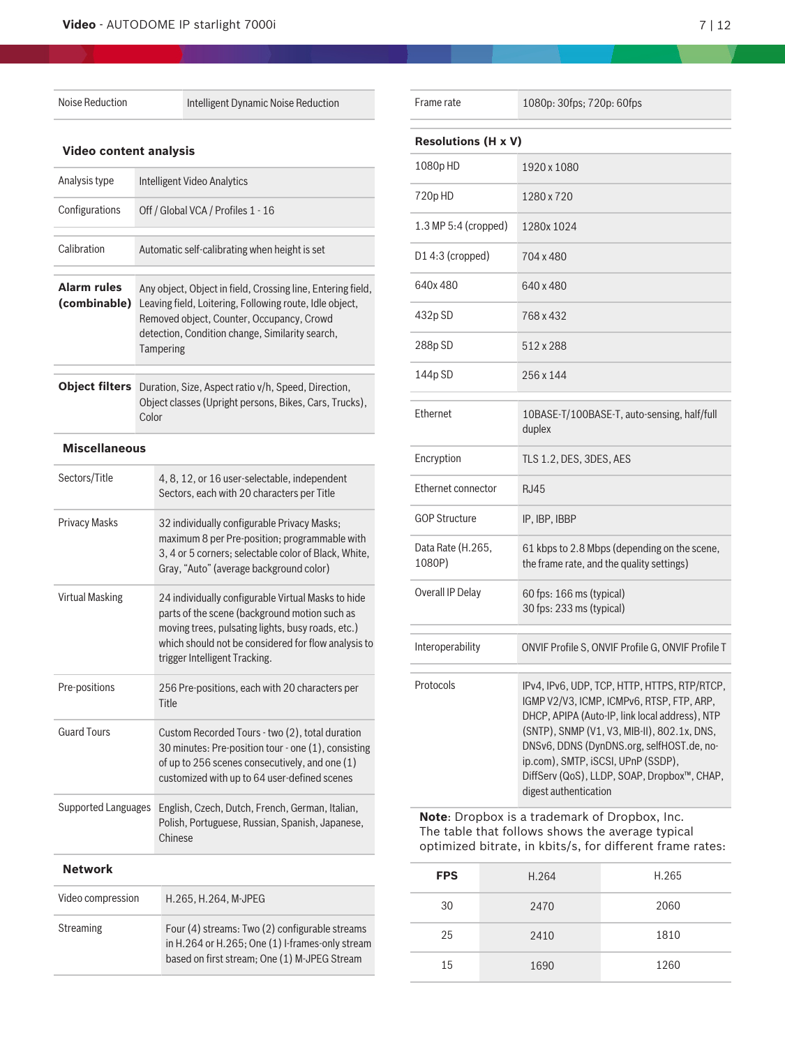| Noise Reduction | Intelligent Dynamic Noise Reduction |
|---|---|

### Video content analysis

| | |
|---|---|
| Analysis type | Intelligent Video Analytics |
| Configurations | Off / Global VCA / Profiles 1 - 16 |
| Calibration | Automatic self-calibrating when height is set |
| **Alarm rules (combinable)** | Any object, Object in field, Crossing line, Entering field, Leaving field, Loitering, Following route, Idle object, Removed object, Counter, Occupancy, Crowd detection, Condition change, Similarity search, Tampering |
| **Object filters** | Duration, Size, Aspect ratio v/h, Speed, Direction, Object classes (Upright persons, Bikes, Cars, Trucks), Color |

### Miscellaneous

| | |
|---|---|
| Sectors/Title | 4, 8, 12, or 16 user-selectable, independent Sectors, each with 20 characters per Title |
| Privacy Masks | 32 individually configurable Privacy Masks; maximum 8 per Pre-position; programmable with 3, 4 or 5 corners; selectable color of Black, White, Gray, "Auto" (average background color) |
| Virtual Masking | 24 individually configurable Virtual Masks to hide parts of the scene (background motion such as moving trees, pulsating lights, busy roads, etc.) which should not be considered for flow analysis to trigger Intelligent Tracking. |
| Pre-positions | 256 Pre-positions, each with 20 characters per Title |
| Guard Tours | Custom Recorded Tours - two (2), total duration 30 minutes: Pre-position tour - one (1), consisting of up to 256 scenes consecutively, and one (1) customized with up to 64 user-defined scenes |
| Supported Languages | English, Czech, Dutch, French, German, Italian, Polish, Portuguese, Russian, Spanish, Japanese, Chinese |

### Network

| | |
|---|---|
| Video compression | H.265, H.264, M-JPEG |
| Streaming | Four (4) streams: Two (2) configurable streams in H.264 or H.265; One (1) I-frames-only stream based on first stream; One (1) M-JPEG Stream |
| Frame rate | 1080p: 30fps; 720p: 60fps |

### Resolutions (H x V)

| | |
|---|---|
| 1080p HD | 1920 x 1080 |
| 720p HD | 1280 x 720 |
| 1.3 MP 5:4 (cropped) | 1280x 1024 |
| D1 4:3 (cropped) | 704 x 480 |
| 640x 480 | 640 x 480 |
| 432p SD | 768 x 432 |
| 288p SD | 512 x 288 |
| 144p SD | 256 x 144 |

| | |
|---|---|
| Ethernet | 10BASE-T/100BASE-T, auto-sensing, half/full duplex |
| Encryption | TLS 1.2, DES, 3DES, AES |
| Ethernet connector | RJ45 |
| GOP Structure | IP, IBP, IBBP |
| Data Rate (H.265, 1080P) | 61 kbps to 2.8 Mbps (depending on the scene, the frame rate, and the quality settings) |
| Overall IP Delay | 60 fps: 166 ms (typical)<br>30 fps: 233 ms (typical) |
| Interoperability | ONVIF Profile S, ONVIF Profile G, ONVIF Profile T |
| Protocols | IPv4, IPv6, UDP, TCP, HTTP, HTTPS, RTP/RTCP, IGMP V2/V3, ICMP, ICMPv6, RTSP, FTP, ARP, DHCP, APIPA (Auto-IP, link local address), NTP (SNTP), SNMP (V1, V3, MIB-II), 802.1x, DNS, DNSv6, DDNS (DynDNS.org, selfHOST.de, no-ip.com), SMTP, iSCSI, UPnP (SSDP), DiffServ (QoS), LLDP, SOAP, Dropbox™, CHAP, digest authentication |

**Note**: Dropbox is a trademark of Dropbox, Inc.
The table that follows shows the average typical optimized bitrate, in kbits/s, for different frame rates:

| FPS | H.264 | H.265 |
|---|---|---|
| 30 | 2470 | 2060 |
| 25 | 2410 | 1810 |
| 15 | 1690 | 1260 |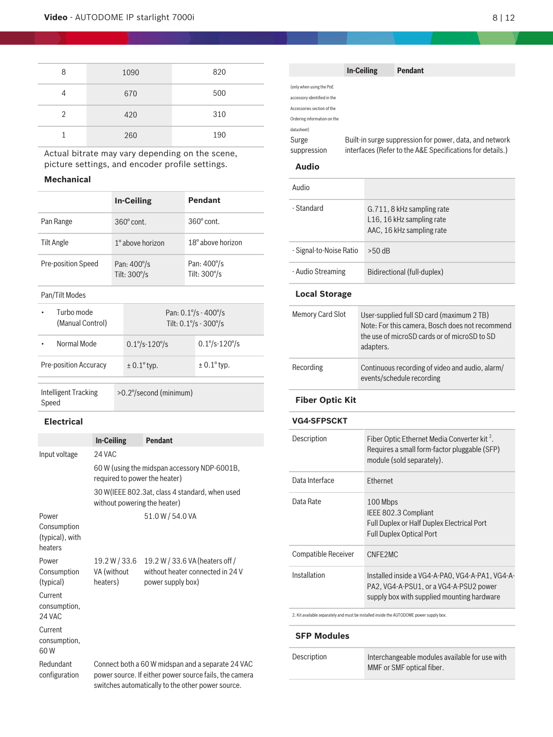| 8 | 1090 | 820 |
|---|---|---|
| 4 | 670 | 500 |
| 2 | 420 | 310 |
| 1 | 260 | 190 |

Actual bitrate may vary depending on the scene, picture settings, and encoder profile settings.

### Mechanical

| | In-Ceiling | Pendant |
|---|---|---|
| Pan Range | 360° cont. | 360° cont. |
| Tilt Angle | 1° above horizon | 18° above horizon |
| Pre-position Speed | Pan: 400°/s<br>Tilt: 300°/s | Pan: 400°/s<br>Tilt: 300°/s |
| Pan/Tilt Modes | | |
| • Turbo mode (Manual Control) | Pan: 0.1°/s - 400°/s<br>Tilt: 0.1°/s - 300°/s | |
| • Normal Mode | 0.1°/s-120°/s | 0.1°/s-120°/s |
| Pre-position Accuracy | ± 0.1° typ. | ± 0.1° typ. |
| Intelligent Tracking Speed | >0.2°/second (minimum) | |

### Electrical

| | In-Ceiling | Pendant |
|---|---|---|
| Input voltage | 24 VAC | |
| | 60 W (using the midspan accessory NDP-6001B, required to power the heater) | |
| | 30 W(IEEE 802.3at, class 4 standard, when used without powering the heater) | |
| Power Consumption (typical), with heaters | | 51.0 W / 54.0 VA |
| Power Consumption (typical) | 19.2 W / 33.6 VA (without heaters) | 19.2 W / 33.6 VA (heaters off / without heater connected in 24 V power supply box) |
| Current consumption, 24 VAC | | |
| Current consumption, 60 W | | |
| Redundant configuration | Connect both a 60 W midspan and a separate 24 VAC power source. If either power source fails, the camera switches automatically to the other power source. | |
| (only when using the PoE accessory identified in the Accessories section of the Ordering information on the datasheet) | | |
| Surge suppression | Built-in surge suppression for power, data, and network interfaces (Refer to the A&E Specifications for details.) | |

### Audio

| Audio | |
|---|---|
| - Standard | G.711, 8 kHz sampling rate<br>L16, 16 kHz sampling rate<br>AAC, 16 kHz sampling rate |
| - Signal-to-Noise Ratio | >50 dB |
| - Audio Streaming | Bidirectional (full-duplex) |

### Local Storage

| Memory Card Slot | User-supplied full SD card (maximum 2 TB)<br>Note: For this camera, Bosch does not recommend the use of microSD cards or of microSD to SD adapters. |
|---|---|
| Recording | Continuous recording of video and audio, alarm/ events/schedule recording |

### Fiber Optic Kit

**VG4-SFPSCKT**

| Description | Fiber Optic Ethernet Media Converter kit [2]. Requires a small form-factor pluggable (SFP) module (sold separately). |
|---|---|
| Data Interface | Ethernet |
| Data Rate | 100 Mbps<br>IEEE 802.3 Compliant<br>Full Duplex or Half Duplex Electrical Port<br>Full Duplex Optical Port |
| Compatible Receiver | CNFE2MC |
| Installation | Installed inside a VG4-A-PA0, VG4-A-PA1, VG4-A-PA2, VG4-A-PSU1, or a VG4-A-PSU2 power supply box with supplied mounting hardware |

2. Kit available separately and must be installed inside the AUTODOME power supply box.

### SFP Modules

| Description | Interchangeable modules available for use with MMF or SMF optical fiber. |
|---|---|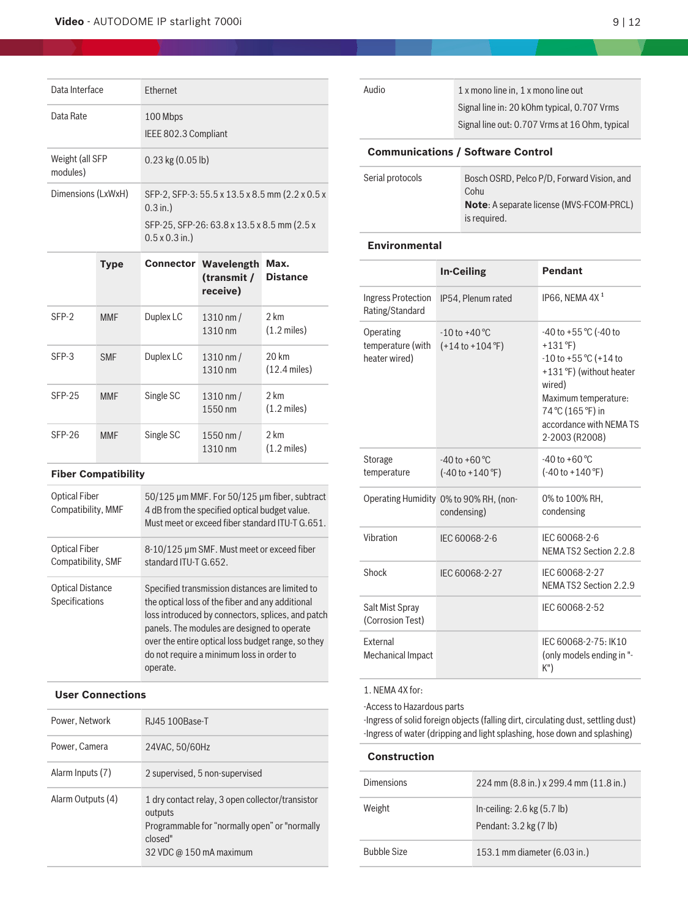| | |
|---|---|
| Data Interface | Ethernet |
| Data Rate | 100 Mbps<br>IEEE 802.3 Compliant |
| Weight (all SFP modules) | 0.23 kg (0.05 lb) |
| Dimensions (LxWxH) | SFP-2, SFP-3: 55.5 x 13.5 x 8.5 mm (2.2 x 0.5 x 0.3 in.)<br>SFP-25, SFP-26: 63.8 x 13.5 x 8.5 mm (2.5 x 0.5 x 0.3 in.) |

| | Type | Connector | Wavelength (transmit / receive) | Max. Distance |
|---|---|---|---|---|
| SFP-2 | MMF | Duplex LC | 1310 nm / 1310 nm | 2 km (1.2 miles) |
| SFP-3 | SMF | Duplex LC | 1310 nm / 1310 nm | 20 km (12.4 miles) |
| SFP-25 | MMF | Single SC | 1310 nm / 1550 nm | 2 km (1.2 miles) |
| SFP-26 | MMF | Single SC | 1550 nm / 1310 nm | 2 km (1.2 miles) |

### Fiber Compatibility

| | |
|---|---|
| Optical Fiber Compatibility, MMF | 50/125 µm MMF. For 50/125 µm fiber, subtract 4 dB from the specified optical budget value. Must meet or exceed fiber standard ITU-T G.651. |
| Optical Fiber Compatibility, SMF | 8-10/125 µm SMF. Must meet or exceed fiber standard ITU-T G.652. |
| Optical Distance Specifications | Specified transmission distances are limited to the optical loss of the fiber and any additional loss introduced by connectors, splices, and patch panels. The modules are designed to operate over the entire optical loss budget range, so they do not require a minimum loss in order to operate. |

### User Connections

| | |
|---|---|
| Power, Network | RJ45 100Base-T |
| Power, Camera | 24VAC, 50/60Hz |
| Alarm Inputs (7) | 2 supervised, 5 non-supervised |
| Alarm Outputs (4) | 1 dry contact relay, 3 open collector/transistor outputs<br>Programmable for “normally open” or "normally closed"<br>32 VDC @ 150 mA maximum |

| | |
|---|---|
| Audio | 1 x mono line in, 1 x mono line out<br>Signal line in: 20 kOhm typical, 0.707 Vrms<br>Signal line out: 0.707 Vrms at 16 Ohm, typical |

### Communications / Software Control

| | |
|---|---|
| Serial protocols | Bosch OSRD, Pelco P/D, Forward Vision, and Cohu<br>**Note**: A separate license (MVS-FCOM-PRCL) is required. |

### Environmental

| | In-Ceiling | Pendant |
|---|---|---|
| Ingress Protection Rating/Standard | IP54, Plenum rated | IP66, NEMA 4X [1] |
| Operating temperature (with heater wired) | -10 to +40 °C (+14 to +104 °F) | -40 to +55 °C (-40 to +131 °F)<br>-10 to +55 °C (+14 to +131 °F) (without heater wired)<br>Maximum temperature: 74 °C (165 °F) in accordance with NEMA TS 2-2003 (R2008) |
| Storage temperature | -40 to +60 °C (-40 to +140 °F) | -40 to +60 °C (-40 to +140 °F) |
| Operating Humidity | 0% to 90% RH, (non-condensing) | 0% to 100% RH, condensing |
| Vibration | IEC 60068-2-6 | IEC 60068-2-6<br>NEMA TS2 Section 2.2.8 |
| Shock | IEC 60068-2-27 | IEC 60068-2-27<br>NEMA TS2 Section 2.2.9 |
| Salt Mist Spray (Corrosion Test) | | IEC 60068-2-52 |
| External Mechanical Impact | | IEC 60068-2-75: IK10 (only models ending in "-K") |

1. NEMA 4X for:

-Access to Hazardous parts
-Ingress of solid foreign objects (falling dirt, circulating dust, settling dust)
-Ingress of water (dripping and light splashing, hose down and splashing)

### Construction

| | |
|---|---|
| Dimensions | 224 mm (8.8 in.) x 299.4 mm (11.8 in.) |
| Weight | In-ceiling: 2.6 kg (5.7 lb)<br>Pendant: 3.2 kg (7 lb) |
| Bubble Size | 153.1 mm diameter (6.03 in.) |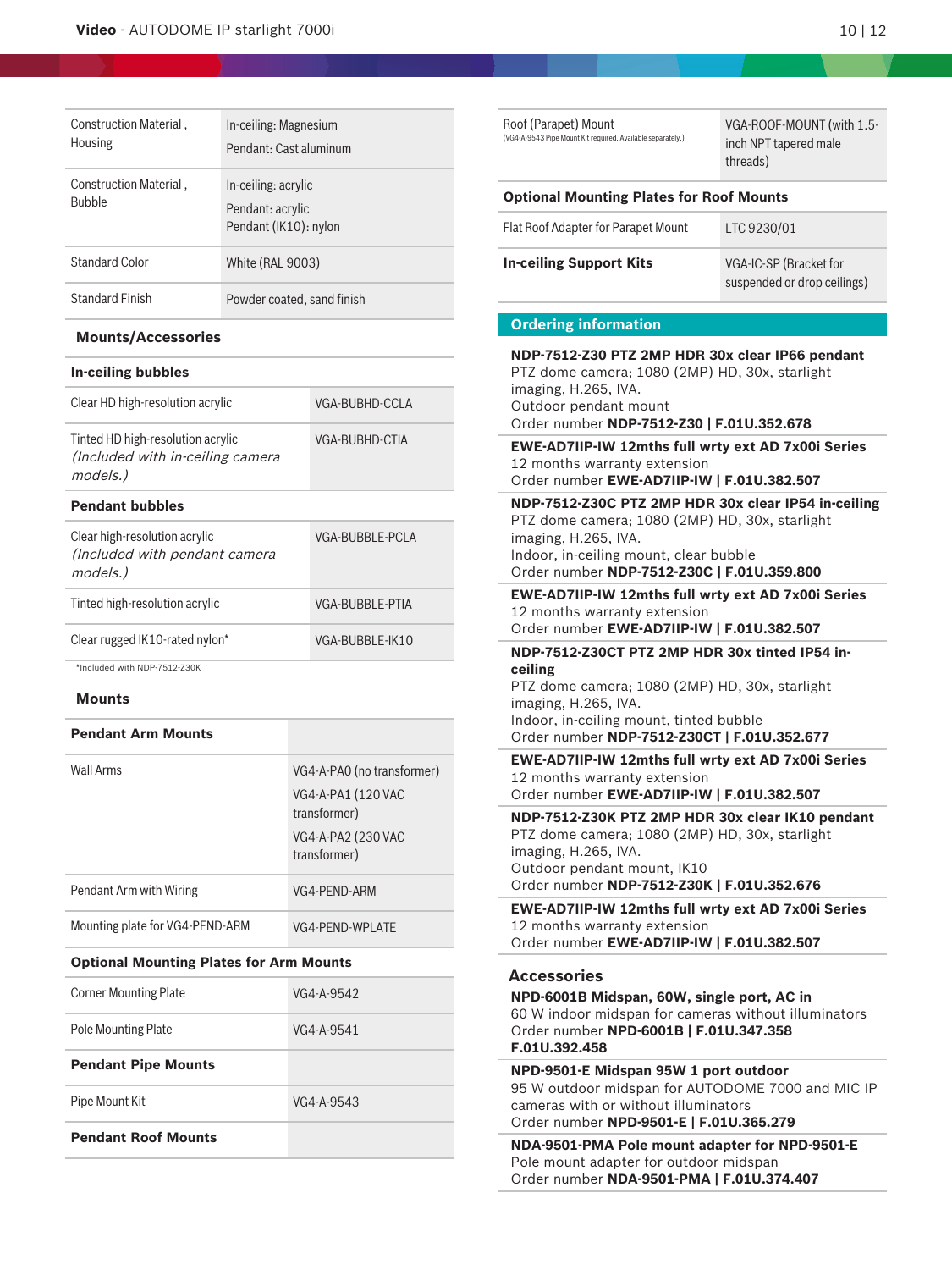| | |
|---|---|
| Construction Material , Housing | In-ceiling: Magnesium<br>Pendant: Cast aluminum |
| Construction Material , Bubble | In-ceiling: acrylic<br>Pendant: acrylic<br>Pendant (IK10): nylon |
| Standard Color | White (RAL 9003) |
| Standard Finish | Powder coated, sand finish |

### Mounts/Accessories

| In-ceiling bubbles | |
|---|---|
| Clear HD high-resolution acrylic | VGA-BUBHD-CCLA |
| Tinted HD high-resolution acrylic *(Included with in-ceiling camera models.)* | VGA-BUBHD-CTIA |
| **Pendant bubbles** | |
| Clear high-resolution acrylic *(Included with pendant camera models.)* | VGA-BUBBLE-PCLA |
| Tinted high-resolution acrylic | VGA-BUBBLE-PTIA |
| Clear rugged IK10-rated nylon* | VGA-BUBBLE-IK10 |

*Included with NDP-7512-Z30K

### Mounts

| Pendant Arm Mounts | |
|---|---|
| Wall Arms | VG4-A-PA0 (no transformer)<br>VG4-A-PA1 (120 VAC transformer)<br>VG4-A-PA2 (230 VAC transformer) |
| Pendant Arm with Wiring | VG4-PEND-ARM |
| Mounting plate for VG4-PEND-ARM | VG4-PEND-WPLATE |
| **Optional Mounting Plates for Arm Mounts** | |
| Corner Mounting Plate | VG4-A-9542 |
| Pole Mounting Plate | VG4-A-9541 |
| **Pendant Pipe Mounts** | |
| Pipe Mount Kit | VG4-A-9543 |
| **Pendant Roof Mounts** | |
| Roof (Parapet) Mount (VG4-A-9543 Pipe Mount Kit required. Available separately.) | VGA-ROOF-MOUNT (with 1.5-inch NPT tapered male threads) |
| **Optional Mounting Plates for Roof Mounts** | |
| Flat Roof Adapter for Parapet Mount | LTC 9230/01 |
| **In-ceiling Support Kits** | VGA-IC-SP (Bracket for suspended or drop ceilings) |

## Ordering information

**NDP-7512-Z30 PTZ 2MP HDR 30x clear IP66 pendant**
PTZ dome camera; 1080 (2MP) HD, 30x, starlight imaging, H.265, IVA.
Outdoor pendant mount
Order number **NDP-7512-Z30 | F.01U.352.678**

**EWE-AD7IIP-IW 12mths full wrty ext AD 7x00i Series**
12 months warranty extension
Order number **EWE-AD7IIP-IW | F.01U.382.507**

**NDP-7512-Z30C PTZ 2MP HDR 30x clear IP54 in-ceiling**
PTZ dome camera; 1080 (2MP) HD, 30x, starlight imaging, H.265, IVA.
Indoor, in-ceiling mount, clear bubble
Order number **NDP-7512-Z30C | F.01U.359.800**

**EWE-AD7IIP-IW 12mths full wrty ext AD 7x00i Series**
12 months warranty extension
Order number **EWE-AD7IIP-IW | F.01U.382.507**

**NDP-7512-Z30CT PTZ 2MP HDR 30x tinted IP54 in-ceiling**
PTZ dome camera; 1080 (2MP) HD, 30x, starlight imaging, H.265, IVA.
Indoor, in-ceiling mount, tinted bubble
Order number **NDP-7512-Z30CT | F.01U.352.677**

**EWE-AD7IIP-IW 12mths full wrty ext AD 7x00i Series**
12 months warranty extension
Order number **EWE-AD7IIP-IW | F.01U.382.507**

**NDP-7512-Z30K PTZ 2MP HDR 30x clear IK10 pendant**
PTZ dome camera; 1080 (2MP) HD, 30x, starlight imaging, H.265, IVA.
Outdoor pendant mount, IK10
Order number **NDP-7512-Z30K | F.01U.352.676**

**EWE-AD7IIP-IW 12mths full wrty ext AD 7x00i Series**
12 months warranty extension
Order number **EWE-AD7IIP-IW | F.01U.382.507**

### Accessories

**NPD-6001B Midspan, 60W, single port, AC in**
60 W indoor midspan for cameras without illuminators
Order number **NPD-6001B | F.01U.347.358 F.01U.392.458**

**NPD-9501-E Midspan 95W 1 port outdoor**
95 W outdoor midspan for AUTODOME 7000 and MIC IP cameras with or without illuminators
Order number **NPD-9501-E | F.01U.365.279**

**NDA-9501-PMA Pole mount adapter for NPD-9501-E**
Pole mount adapter for outdoor midspan
Order number **NDA-9501-PMA | F.01U.374.407**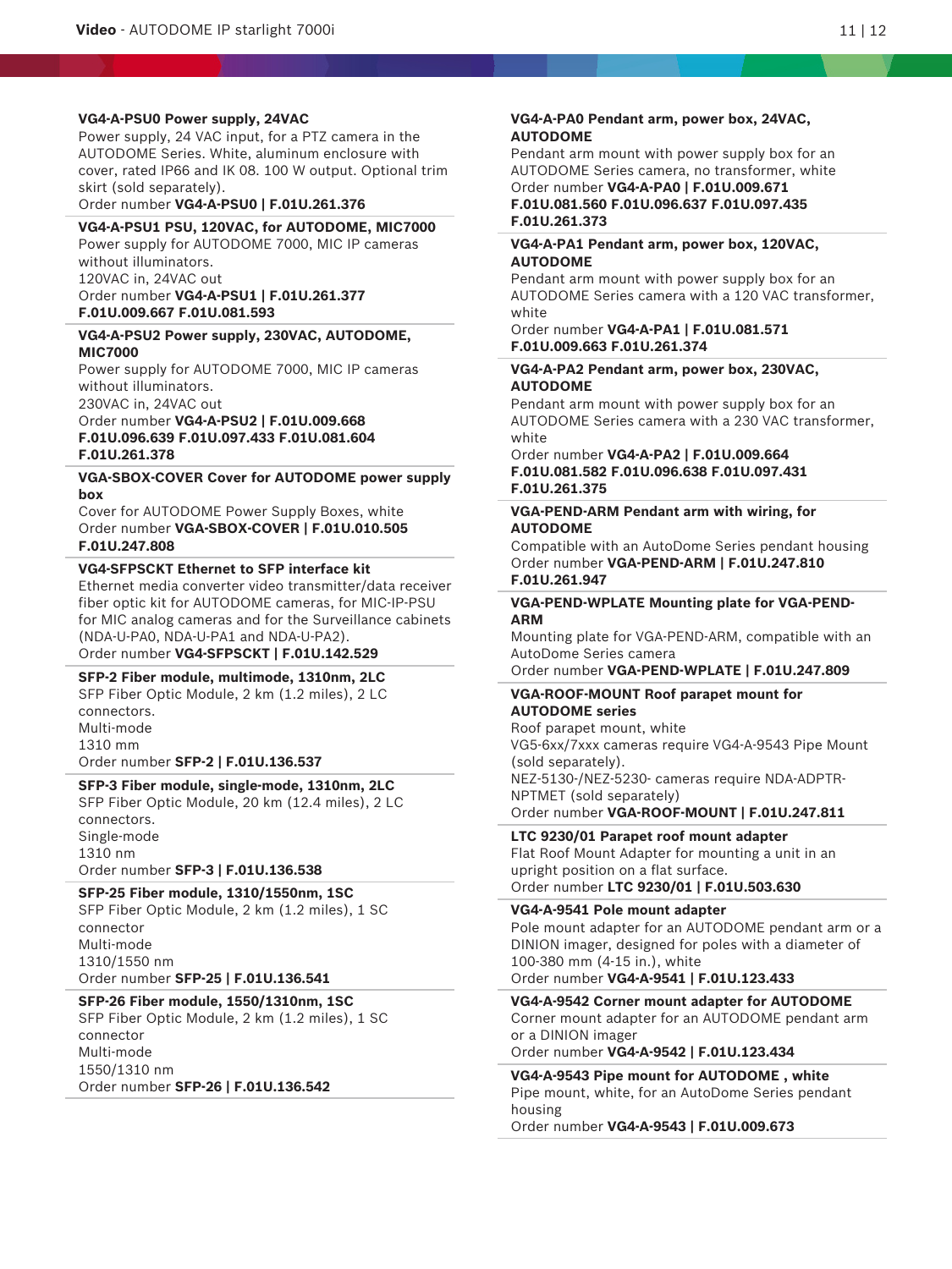**VG4-A-PSU0 Power supply, 24VAC**

Power supply, 24 VAC input, for a PTZ camera in the AUTODOME Series. White, aluminum enclosure with cover, rated IP66 and IK 08. 100 W output. Optional trim skirt (sold separately).

Order number **VG4-A-PSU0 | F.01U.261.376**

**VG4-A-PSU1 PSU, 120VAC, for AUTODOME, MIC7000**

Power supply for AUTODOME 7000, MIC IP cameras without illuminators.

120VAC in, 24VAC out

Order number **VG4-A-PSU1 | F.01U.261.377 F.01U.009.667 F.01U.081.593**

**VG4-A-PSU2 Power supply, 230VAC, AUTODOME, MIC7000**

Power supply for AUTODOME 7000, MIC IP cameras without illuminators.

230VAC in, 24VAC out

Order number **VG4-A-PSU2 | F.01U.009.668 F.01U.096.639 F.01U.097.433 F.01U.081.604 F.01U.261.378**

**VGA-SBOX-COVER Cover for AUTODOME power supply box**

Cover for AUTODOME Power Supply Boxes, white

Order number **VGA-SBOX-COVER | F.01U.010.505 F.01U.247.808**

**VG4-SFPSCKT Ethernet to SFP interface kit**

Ethernet media converter video transmitter/data receiver fiber optic kit for AUTODOME cameras, for MIC-IP-PSU for MIC analog cameras and for the Surveillance cabinets (NDA-U-PA0, NDA-U-PA1 and NDA-U-PA2).

Order number **VG4-SFPSCKT | F.01U.142.529**

**SFP-2 Fiber module, multimode, 1310nm, 2LC**

SFP Fiber Optic Module, 2 km (1.2 miles), 2 LC connectors.

Multi-mode

1310 mm

Order number **SFP-2 | F.01U.136.537**

**SFP-3 Fiber module, single-mode, 1310nm, 2LC**

SFP Fiber Optic Module, 20 km (12.4 miles), 2 LC connectors.

Single-mode

1310 nm

Order number **SFP-3 | F.01U.136.538**

**SFP-25 Fiber module, 1310/1550nm, 1SC**

SFP Fiber Optic Module, 2 km (1.2 miles), 1 SC connector

Multi-mode

1310/1550 nm

Order number **SFP-25 | F.01U.136.541**

**SFP-26 Fiber module, 1550/1310nm, 1SC**

SFP Fiber Optic Module, 2 km (1.2 miles), 1 SC connector

Multi-mode

1550/1310 nm

Order number **SFP-26 | F.01U.136.542**

**VG4-A-PA0 Pendant arm, power box, 24VAC, AUTODOME**

Pendant arm mount with power supply box for an AUTODOME Series camera, no transformer, white

Order number **VG4-A-PA0 | F.01U.009.671 F.01U.081.560 F.01U.096.637 F.01U.097.435 F.01U.261.373**

**VG4-A-PA1 Pendant arm, power box, 120VAC, AUTODOME**

Pendant arm mount with power supply box for an AUTODOME Series camera with a 120 VAC transformer, white

Order number **VG4-A-PA1 | F.01U.081.571 F.01U.009.663 F.01U.261.374**

**VG4-A-PA2 Pendant arm, power box, 230VAC, AUTODOME**

Pendant arm mount with power supply box for an AUTODOME Series camera with a 230 VAC transformer, white

Order number **VG4-A-PA2 | F.01U.009.664 F.01U.081.582 F.01U.096.638 F.01U.097.431 F.01U.261.375**

**VGA-PEND-ARM Pendant arm with wiring, for AUTODOME**

Compatible with an AutoDome Series pendant housing

Order number **VGA-PEND-ARM | F.01U.247.810 F.01U.261.947**

**VGA-PEND-WPLATE Mounting plate for VGA-PEND-ARM**

Mounting plate for VGA-PEND-ARM, compatible with an AutoDome Series camera

Order number **VGA-PEND-WPLATE | F.01U.247.809**

**VGA-ROOF-MOUNT Roof parapet mount for AUTODOME series**

Roof parapet mount, white

VG5-6xx/7xxx cameras require VG4-A-9543 Pipe Mount (sold separately).

NEZ-5130-/NEZ-5230- cameras require NDA-ADPTR-NPTMET (sold separately)

Order number **VGA-ROOF-MOUNT | F.01U.247.811**

**LTC 9230/01 Parapet roof mount adapter**

Flat Roof Mount Adapter for mounting a unit in an upright position on a flat surface.

Order number **LTC 9230/01 | F.01U.503.630**

**VG4-A-9541 Pole mount adapter**

Pole mount adapter for an AUTODOME pendant arm or a DINION imager, designed for poles with a diameter of 100-380 mm (4-15 in.), white

Order number **VG4-A-9541 | F.01U.123.433**

**VG4-A-9542 Corner mount adapter for AUTODOME**

Corner mount adapter for an AUTODOME pendant arm or a DINION imager

Order number **VG4-A-9542 | F.01U.123.434**

**VG4-A-9543 Pipe mount for AUTODOME , white**

Pipe mount, white, for an AutoDome Series pendant housing

Order number **VG4-A-9543 | F.01U.009.673**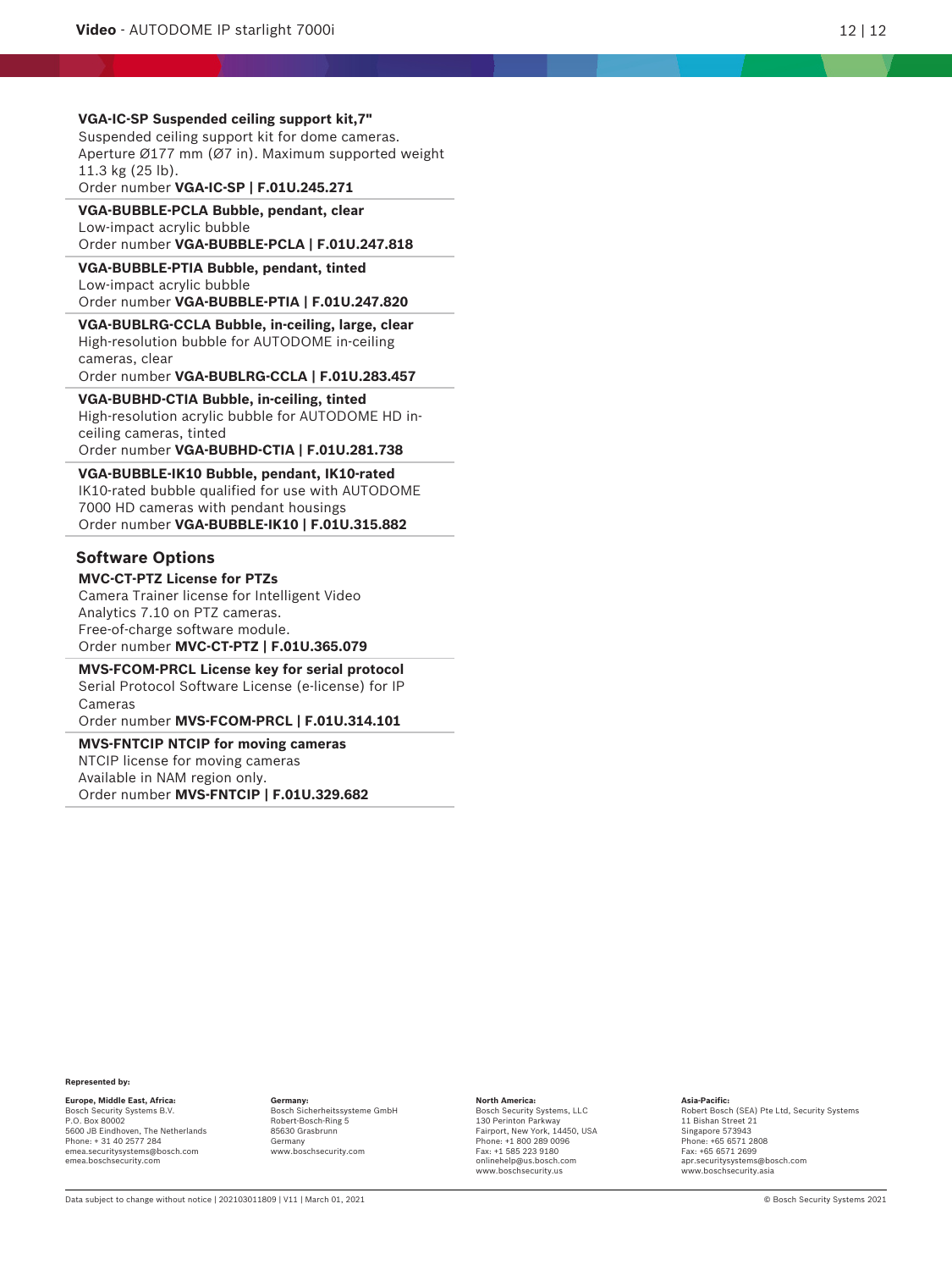**VGA-IC-SP Suspended ceiling support kit,7"**
Suspended ceiling support kit for dome cameras. Aperture Ø177 mm (Ø7 in). Maximum supported weight 11.3 kg (25 lb).
Order number **VGA-IC-SP | F.01U.245.271**

**VGA-BUBBLE-PCLA Bubble, pendant, clear**
Low-impact acrylic bubble
Order number **VGA-BUBBLE-PCLA | F.01U.247.818**

**VGA-BUBBLE-PTIA Bubble, pendant, tinted**
Low-impact acrylic bubble
Order number **VGA-BUBBLE-PTIA | F.01U.247.820**

**VGA-BUBLRG-CCLA Bubble, in-ceiling, large, clear**
High-resolution bubble for AUTODOME in-ceiling cameras, clear
Order number **VGA-BUBLRG-CCLA | F.01U.283.457**

**VGA-BUBHD-CTIA Bubble, in-ceiling, tinted**
High-resolution acrylic bubble for AUTODOME HD in-ceiling cameras, tinted
Order number **VGA-BUBHD-CTIA | F.01U.281.738**

**VGA-BUBBLE-IK10 Bubble, pendant, IK10-rated**
IK10-rated bubble qualified for use with AUTODOME 7000 HD cameras with pendant housings
Order number **VGA-BUBBLE-IK10 | F.01U.315.882**

## Software Options

**MVC-CT-PTZ License for PTZs**
Camera Trainer license for Intelligent Video Analytics 7.10 on PTZ cameras.
Free-of-charge software module.
Order number **MVC-CT-PTZ | F.01U.365.079**

**MVS-FCOM-PRCL License key for serial protocol**
Serial Protocol Software License (e-license) for IP Cameras
Order number **MVS-FCOM-PRCL | F.01U.314.101**

**MVS-FNTCIP NTCIP for moving cameras**
NTCIP license for moving cameras
Available in NAM region only.
Order number **MVS-FNTCIP | F.01U.329.682**

**Represented by:**

**Europe, Middle East, Africa:**
Bosch Security Systems B.V.
P.O. Box 80002
5600 JB Eindhoven, The Netherlands
Phone: + 31 40 2577 284
emea.securitysystems@bosch.com
emea.boschsecurity.com

**Germany:**
Bosch Sicherheitssysteme GmbH
Robert-Bosch-Ring 5
85630 Grasbrunn
Germany
www.boschsecurity.com

**North America:**
Bosch Security Systems, LLC
130 Perinton Parkway
Fairport, New York, 14450, USA
Phone: +1 800 289 0096
Fax: +1 585 223 9180
onlinehelp@us.bosch.com
www.boschsecurity.us

**Asia-Pacific:**
Robert Bosch (SEA) Pte Ltd, Security Systems
11 Bishan Street 21
Singapore 573943
Phone: +65 6571 2808
Fax: +65 6571 2699
apr.securitysystems@bosch.com
www.boschsecurity.asia

Data subject to change without notice | 202103011809 | V11 | March 01, 2021

© Bosch Security Systems 2021